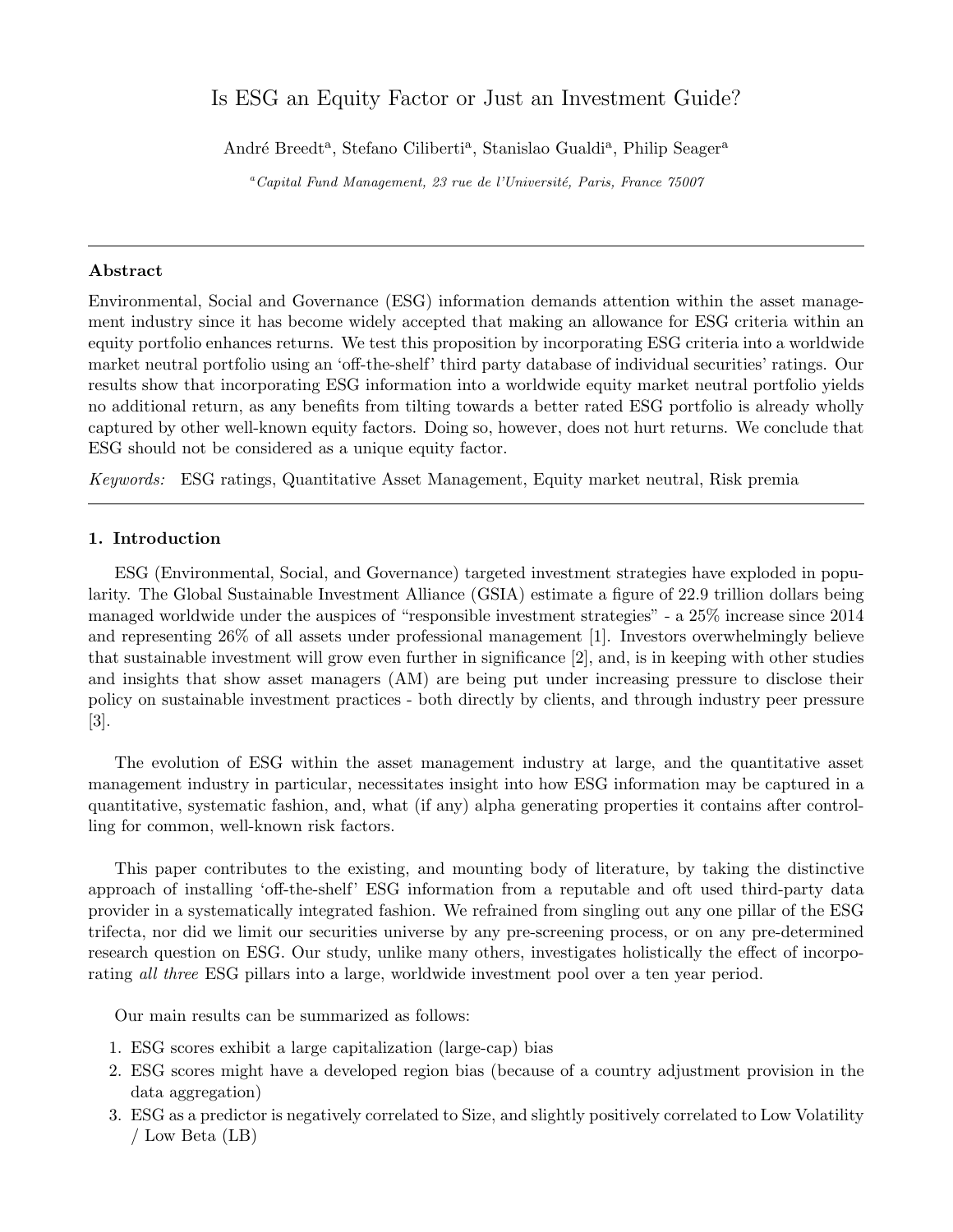# Is ESG an Equity Factor or Just an Investment Guide?

André Breedt[a], Stefano Ciliberti[a], Stanislao Gualdi[a], Philip Seager[a]

[a] *Capital Fund Management, 23 rue de l'Université, Paris, France 75007*

---

### Abstract

Environmental, Social and Governance (ESG) information demands attention within the asset management industry since it has become widely accepted that making an allowance for ESG criteria within an equity portfolio enhances returns. We test this proposition by incorporating ESG criteria into a worldwide market neutral portfolio using an 'off-the-shelf' third party database of individual securities' ratings. Our results show that incorporating ESG information into a worldwide equity market neutral portfolio yields no additional return, as any benefits from tilting towards a better rated ESG portfolio is already wholly captured by other well-known equity factors. Doing so, however, does not hurt returns. We conclude that ESG should not be considered as a unique equity factor.

*Keywords:* ESG ratings, Quantitative Asset Management, Equity market neutral, Risk premia

---

## 1. Introduction

ESG (Environmental, Social, and Governance) targeted investment strategies have exploded in popularity. The Global Sustainable Investment Alliance (GSIA) estimate a figure of 22.9 trillion dollars being managed worldwide under the auspices of "responsible investment strategies" - a 25% increase since 2014 and representing 26% of all assets under professional management [1]. Investors overwhelmingly believe that sustainable investment will grow even further in significance [2], and, is in keeping with other studies and insights that show asset managers (AM) are being put under increasing pressure to disclose their policy on sustainable investment practices - both directly by clients, and through industry peer pressure [3].

The evolution of ESG within the asset management industry at large, and the quantitative asset management industry in particular, necessitates insight into how ESG information may be captured in a quantitative, systematic fashion, and, what (if any) alpha generating properties it contains after controlling for common, well-known risk factors.

This paper contributes to the existing, and mounting body of literature, by taking the distinctive approach of installing 'off-the-shelf' ESG information from a reputable and oft used third-party data provider in a systematically integrated fashion. We refrained from singling out any one pillar of the ESG trifecta, nor did we limit our securities universe by any pre-screening process, or on any pre-determined research question on ESG. Our study, unlike many others, investigates holistically the effect of incorporating *all three* ESG pillars into a large, worldwide investment pool over a ten year period.

Our main results can be summarized as follows:

1. ESG scores exhibit a large capitalization (large-cap) bias
2. ESG scores might have a developed region bias (because of a country adjustment provision in the data aggregation)
3. ESG as a predictor is negatively correlated to Size, and slightly positively correlated to Low Volatility / Low Beta (LB)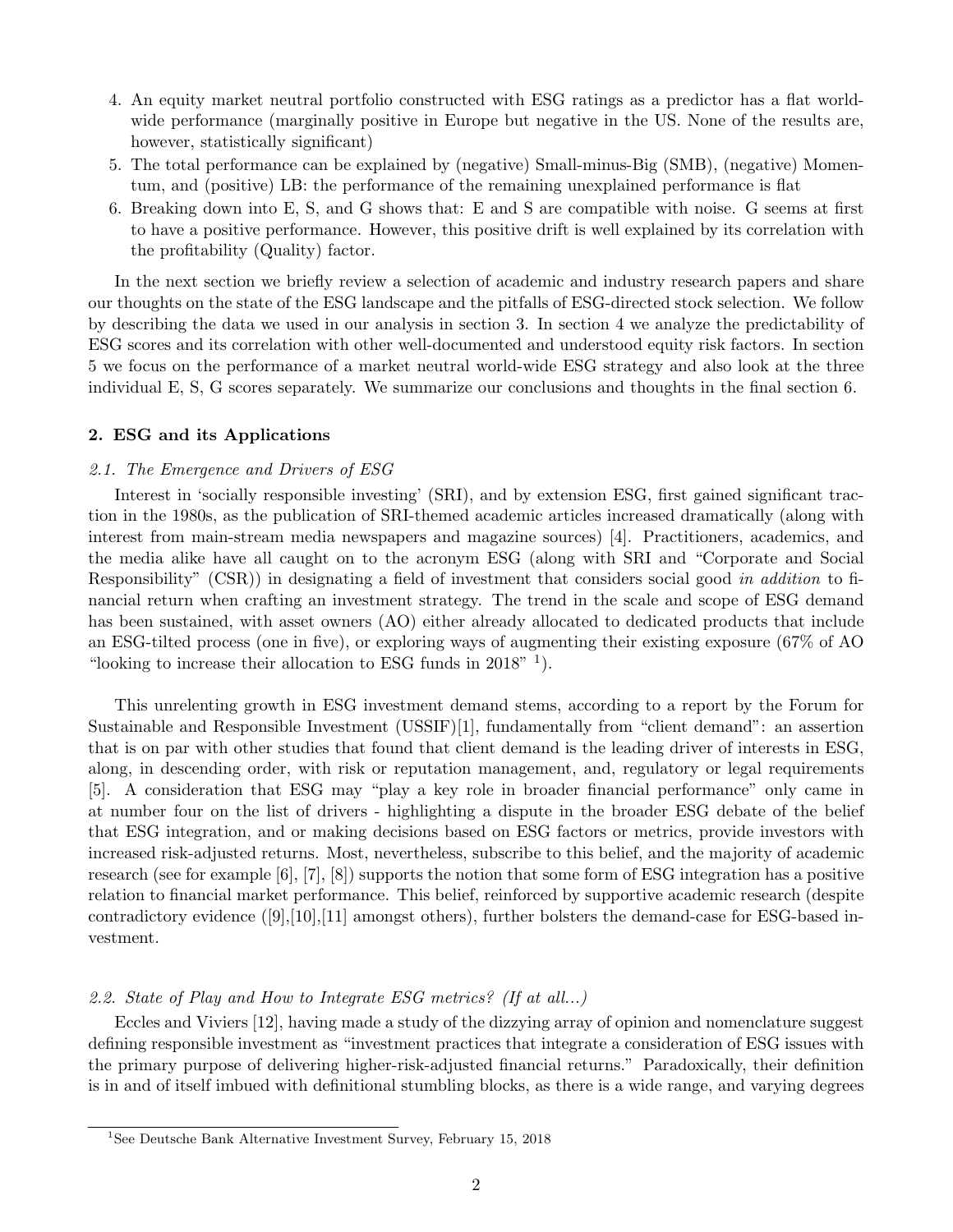4. An equity market neutral portfolio constructed with ESG ratings as a predictor has a flat world-wide performance (marginally positive in Europe but negative in the US. None of the results are, however, statistically significant)
5. The total performance can be explained by (negative) Small-minus-Big (SMB), (negative) Momentum, and (positive) LB: the performance of the remaining unexplained performance is flat
6. Breaking down into E, S, and G shows that: E and S are compatible with noise. G seems at first to have a positive performance. However, this positive drift is well explained by its correlation with the profitability (Quality) factor.

In the next section we briefly review a selection of academic and industry research papers and share our thoughts on the state of the ESG landscape and the pitfalls of ESG-directed stock selection. We follow by describing the data we used in our analysis in section 3. In section 4 we analyze the predictability of ESG scores and its correlation with other well-documented and understood equity risk factors. In section 5 we focus on the performance of a market neutral world-wide ESG strategy and also look at the three individual E, S, G scores separately. We summarize our conclusions and thoughts in the final section 6.

## 2. ESG and its Applications

### *2.1. The Emergence and Drivers of ESG*

Interest in 'socially responsible investing' (SRI), and by extension ESG, first gained significant traction in the 1980s, as the publication of SRI-themed academic articles increased dramatically (along with interest from main-stream media newspapers and magazine sources) [4]. Practitioners, academics, and the media alike have all caught on to the acronym ESG (along with SRI and "Corporate and Social Responsibility" (CSR)) in designating a field of investment that considers social good *in addition* to financial return when crafting an investment strategy. The trend in the scale and scope of ESG demand has been sustained, with asset owners (AO) either already allocated to dedicated products that include an ESG-tilted process (one in five), or exploring ways of augmenting their existing exposure (67% of AO "looking to increase their allocation to ESG funds in 2018" [1]).

This unrelenting growth in ESG investment demand stems, according to a report by the Forum for Sustainable and Responsible Investment (USSIF)[1], fundamentally from "client demand": an assertion that is on par with other studies that found that client demand is the leading driver of interests in ESG, along, in descending order, with risk or reputation management, and, regulatory or legal requirements [5]. A consideration that ESG may "play a key role in broader financial performance" only came in at number four on the list of drivers - highlighting a dispute in the broader ESG debate of the belief that ESG integration, and or making decisions based on ESG factors or metrics, provide investors with increased risk-adjusted returns. Most, nevertheless, subscribe to this belief, and the majority of academic research (see for example [6], [7], [8]) supports the notion that some form of ESG integration has a positive relation to financial market performance. This belief, reinforced by supportive academic research (despite contradictory evidence ([9],[10],[11] amongst others), further bolsters the demand-case for ESG-based investment.

### *2.2. State of Play and How to Integrate ESG metrics? (If at all...)*

Eccles and Viviers [12], having made a study of the dizzying array of opinion and nomenclature suggest defining responsible investment as "investment practices that integrate a consideration of ESG issues with the primary purpose of delivering higher-risk-adjusted financial returns." Paradoxically, their definition is in and of itself imbued with definitional stumbling blocks, as there is a wide range, and varying degrees

[1] See Deutsche Bank Alternative Investment Survey, February 15, 2018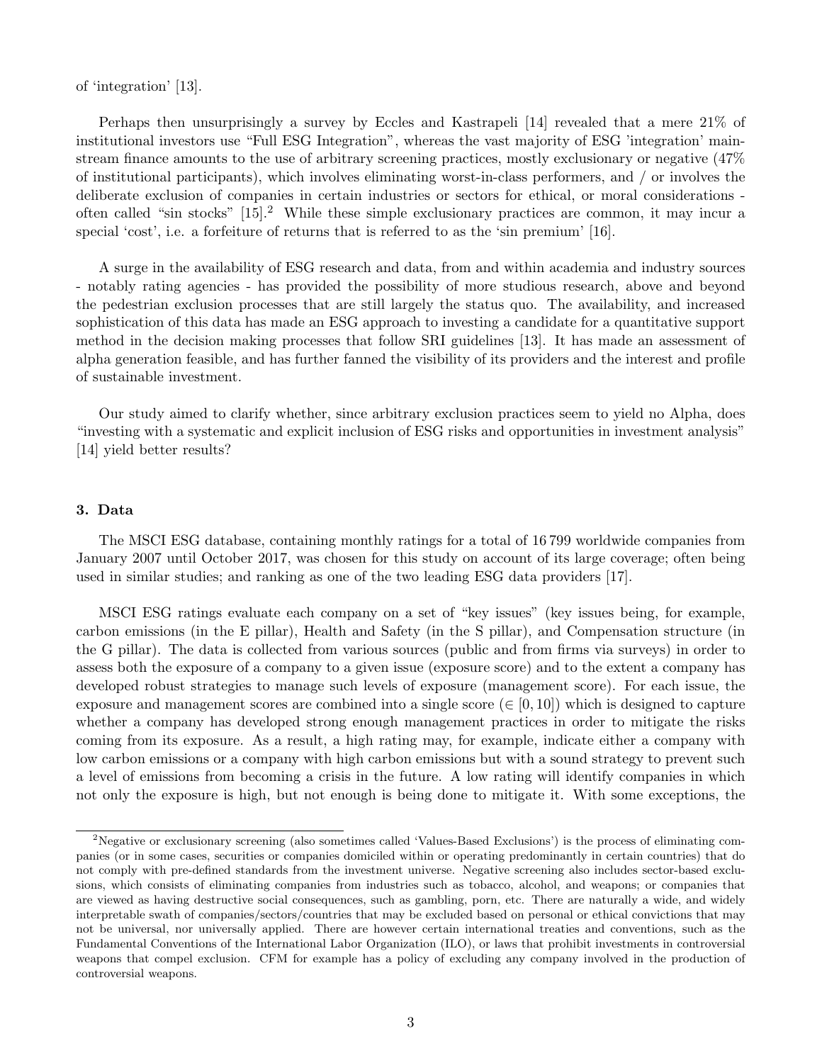of 'integration' [13].

Perhaps then unsurprisingly a survey by Eccles and Kastrapeli [14] revealed that a mere 21% of institutional investors use "Full ESG Integration", whereas the vast majority of ESG 'integration' mainstream finance amounts to the use of arbitrary screening practices, mostly exclusionary or negative (47% of institutional participants), which involves eliminating worst-in-class performers, and / or involves the deliberate exclusion of companies in certain industries or sectors for ethical, or moral considerations - often called "sin stocks" [15].[2] While these simple exclusionary practices are common, it may incur a special 'cost', i.e. a forfeiture of returns that is referred to as the 'sin premium' [16].

A surge in the availability of ESG research and data, from and within academia and industry sources - notably rating agencies - has provided the possibility of more studious research, above and beyond the pedestrian exclusion processes that are still largely the status quo. The availability, and increased sophistication of this data has made an ESG approach to investing a candidate for a quantitative support method in the decision making processes that follow SRI guidelines [13]. It has made an assessment of alpha generation feasible, and has further fanned the visibility of its providers and the interest and profile of sustainable investment.

Our study aimed to clarify whether, since arbitrary exclusion practices seem to yield no Alpha, does "investing with a systematic and explicit inclusion of ESG risks and opportunities in investment analysis" [14] yield better results?

### 3. Data

The MSCI ESG database, containing monthly ratings for a total of 16 799 worldwide companies from January 2007 until October 2017, was chosen for this study on account of its large coverage; often being used in similar studies; and ranking as one of the two leading ESG data providers [17].

MSCI ESG ratings evaluate each company on a set of "key issues" (key issues being, for example, carbon emissions (in the E pillar), Health and Safety (in the S pillar), and Compensation structure (in the G pillar). The data is collected from various sources (public and from firms via surveys) in order to assess both the exposure of a company to a given issue (exposure score) and to the extent a company has developed robust strategies to manage such levels of exposure (management score). For each issue, the exposure and management scores are combined into a single score ($\in [0, 10]$) which is designed to capture whether a company has developed strong enough management practices in order to mitigate the risks coming from its exposure. As a result, a high rating may, for example, indicate either a company with low carbon emissions or a company with high carbon emissions but with a sound strategy to prevent such a level of emissions from becoming a crisis in the future. A low rating will identify companies in which not only the exposure is high, but not enough is being done to mitigate it. With some exceptions, the

[2] Negative or exclusionary screening (also sometimes called 'Values-Based Exclusions') is the process of eliminating companies (or in some cases, securities or companies domiciled within or operating predominantly in certain countries) that do not comply with pre-defined standards from the investment universe. Negative screening also includes sector-based exclusions, which consists of eliminating companies from industries such as tobacco, alcohol, and weapons; or companies that are viewed as having destructive social consequences, such as gambling, porn, etc. There are naturally a wide, and widely interpretable swath of companies/sectors/countries that may be excluded based on personal or ethical convictions that may not be universal, nor universally applied. There are however certain international treaties and conventions, such as the Fundamental Conventions of the International Labor Organization (ILO), or laws that prohibit investments in controversial weapons that compel exclusion. CFM for example has a policy of excluding any company involved in the production of controversial weapons.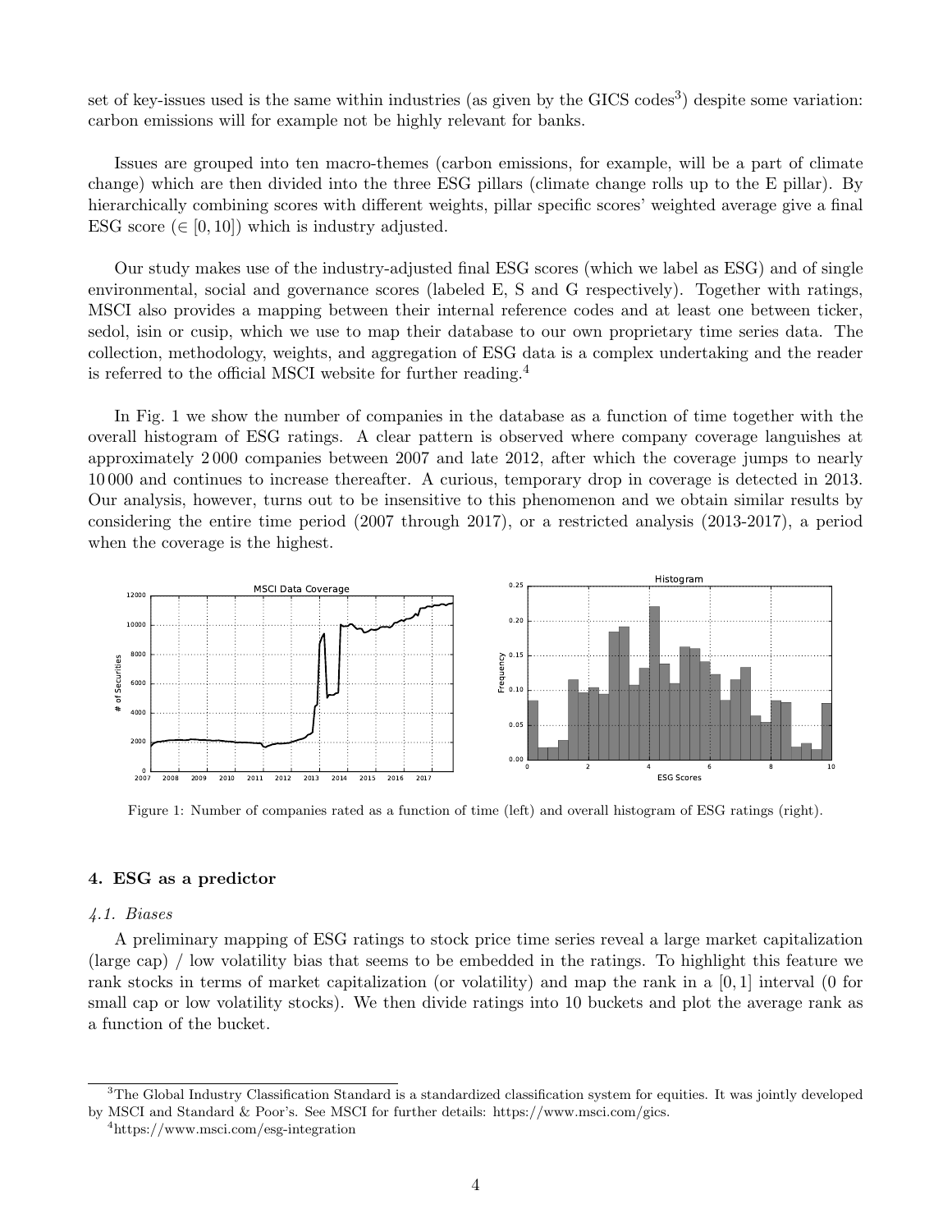set of key-issues used is the same within industries (as given by the GICS codes[3]) despite some variation: carbon emissions will for example not be highly relevant for banks.

Issues are grouped into ten macro-themes (carbon emissions, for example, will be a part of climate change) which are then divided into the three ESG pillars (climate change rolls up to the E pillar). By hierarchically combining scores with different weights, pillar specific scores' weighted average give a final ESG score ($\in [0, 10]$) which is industry adjusted.

Our study makes use of the industry-adjusted final ESG scores (which we label as ESG) and of single environmental, social and governance scores (labeled E, S and G respectively). Together with ratings, MSCI also provides a mapping between their internal reference codes and at least one between ticker, sedol, isin or cusip, which we use to map their database to our own proprietary time series data. The collection, methodology, weights, and aggregation of ESG data is a complex undertaking and the reader is referred to the official MSCI website for further reading.[4]

In Fig. 1 we show the number of companies in the database as a function of time together with the overall histogram of ESG ratings. A clear pattern is observed where company coverage languishes at approximately 2 000 companies between 2007 and late 2012, after which the coverage jumps to nearly 10 000 and continues to increase thereafter. A curious, temporary drop in coverage is detected in 2013. Our analysis, however, turns out to be insensitive to this phenomenon and we obtain similar results by considering the entire time period (2007 through 2017), or a restricted analysis (2013-2017), a period when the coverage is the highest.

Figure 1: Number of companies rated as a function of time (left) and overall histogram of ESG ratings (right).

## 4. ESG as a predictor

### *4.1. Biases*

A preliminary mapping of ESG ratings to stock price time series reveal a large market capitalization (large cap) / low volatility bias that seems to be embedded in the ratings. To highlight this feature we rank stocks in terms of market capitalization (or volatility) and map the rank in a $[0, 1]$ interval (0 for small cap or low volatility stocks). We then divide ratings into 10 buckets and plot the average rank as a function of the bucket.

[3] The Global Industry Classification Standard is a standardized classification system for equities. It was jointly developed by MSCI and Standard & Poor's. See MSCI for further details: https://www.msci.com/gics.

[4] https://www.msci.com/esg-integration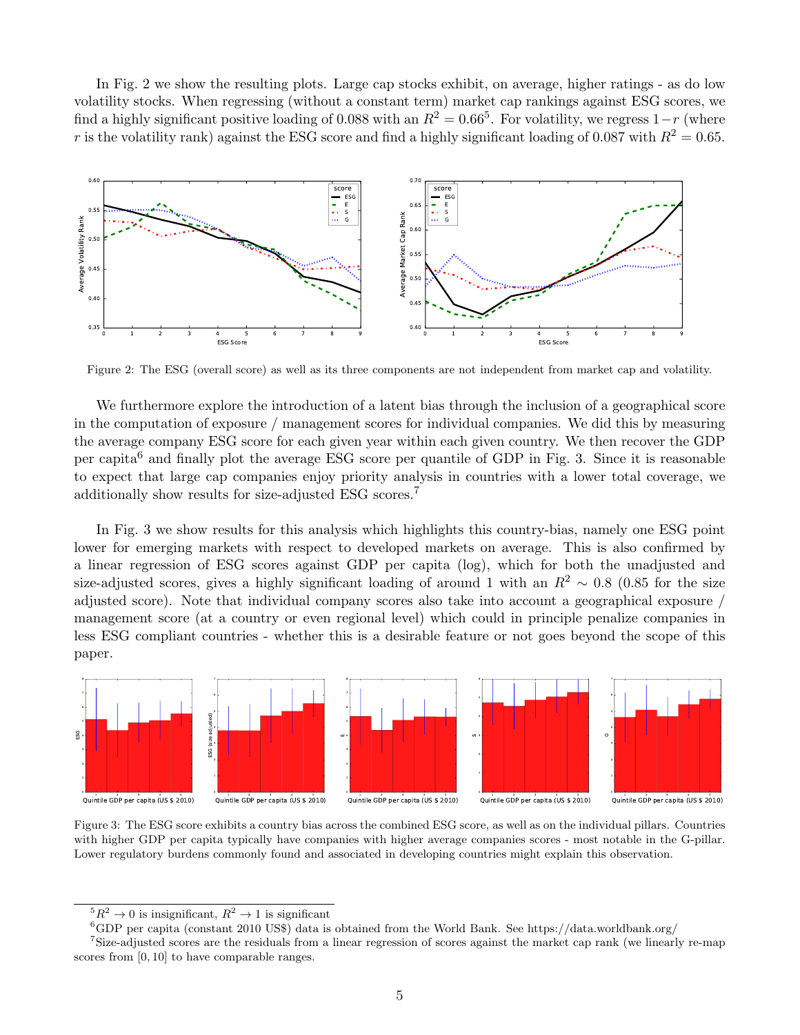In Fig. 2 we show the resulting plots. Large cap stocks exhibit, on average, higher ratings - as do low volatility stocks. When regressing (without a constant term) market cap rankings against ESG scores, we find a highly significant positive loading of 0.088 with an $R^2 = 0.66$[5]. For volatility, we regress $1-r$ (where $r$ is the volatility rank) against the ESG score and find a highly significant loading of 0.087 with $R^2 = 0.65$.

Figure 2: The ESG (overall score) as well as its three components are not independent from market cap and volatility.

We furthermore explore the introduction of a latent bias through the inclusion of a geographical score in the computation of exposure / management scores for individual companies. We did this by measuring the average company ESG score for each given year within each given country. We then recover the GDP per capita[6] and finally plot the average ESG score per quantile of GDP in Fig. 3. Since it is reasonable to expect that large cap companies enjoy priority analysis in countries with a lower total coverage, we additionally show results for size-adjusted ESG scores.[7]

In Fig. 3 we show results for this analysis which highlights this country-bias, namely one ESG point lower for emerging markets with respect to developed markets on average. This is also confirmed by a linear regression of ESG scores against GDP per capita (log), which for both the unadjusted and size-adjusted scores, gives a highly significant loading of around 1 with an $R^2 \sim 0.8$ (0.85 for the size adjusted score). Note that individual company scores also take into account a geographical exposure / management score (at a country or even regional level) which could in principle penalize companies in less ESG compliant countries - whether this is a desirable feature or not goes beyond the scope of this paper.

Figure 3: The ESG score exhibits a country bias across the combined ESG score, as well as on the individual pillars. Countries with higher GDP per capita typically have companies with higher average companies scores - most notable in the G-pillar. Lower regulatory burdens commonly found and associated in developing countries might explain this observation.

---

[5] $R^2 \to 0$ is insignificant, $R^2 \to 1$ is significant

[6] GDP per capita (constant 2010 US$) data is obtained from the World Bank. See https://data.worldbank.org/

[7] Size-adjusted scores are the residuals from a linear regression of scores against the market cap rank (we linearly re-map scores from $[0, 10]$ to have comparable ranges.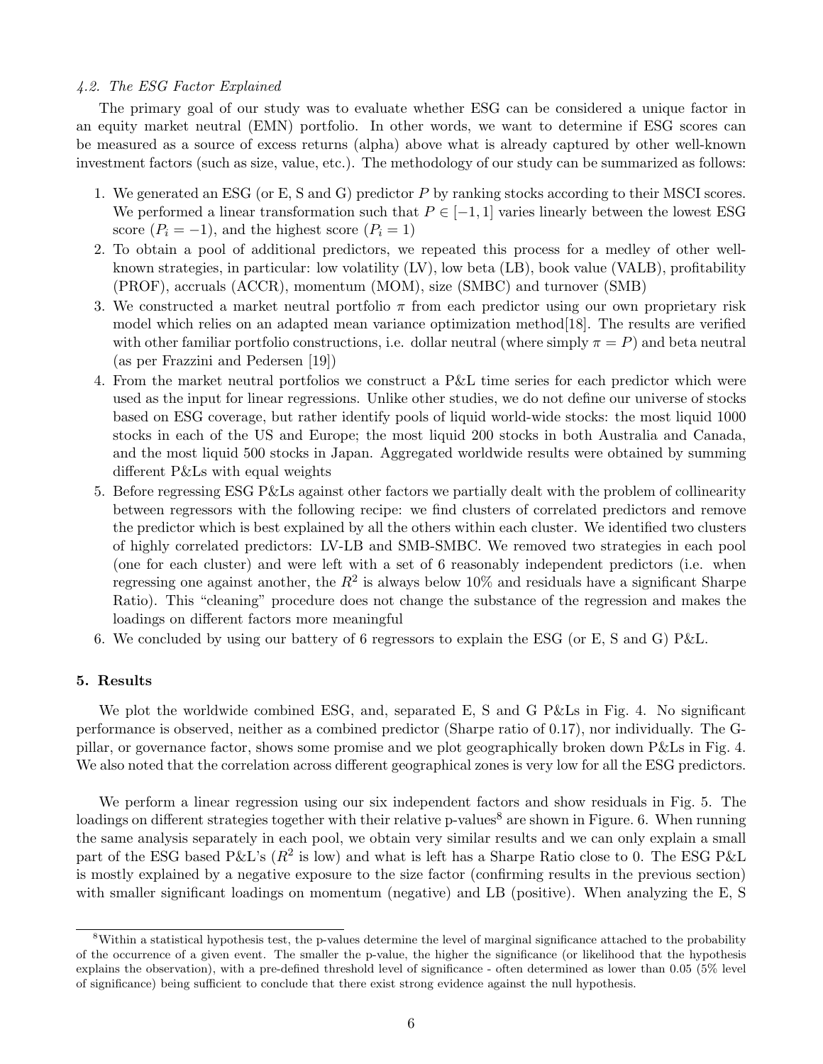### *4.2. The ESG Factor Explained*

The primary goal of our study was to evaluate whether ESG can be considered a unique factor in an equity market neutral (EMN) portfolio. In other words, we want to determine if ESG scores can be measured as a source of excess returns (alpha) above what is already captured by other well-known investment factors (such as size, value, etc.). The methodology of our study can be summarized as follows:

1. We generated an ESG (or E, S and G) predictor $P$ by ranking stocks according to their MSCI scores. We performed a linear transformation such that $P \in [-1, 1]$ varies linearly between the lowest ESG score ($P_i = -1$), and the highest score ($P_i = 1$)
2. To obtain a pool of additional predictors, we repeated this process for a medley of other well-known strategies, in particular: low volatility (LV), low beta (LB), book value (VALB), profitability (PROF), accruals (ACCR), momentum (MOM), size (SMBC) and turnover (SMB)
3. We constructed a market neutral portfolio $\pi$ from each predictor using our own proprietary risk model which relies on an adapted mean variance optimization method[18]. The results are verified with other familiar portfolio constructions, i.e. dollar neutral (where simply $\pi = P$) and beta neutral (as per Frazzini and Pedersen [19])
4. From the market neutral portfolios we construct a P&L time series for each predictor which were used as the input for linear regressions. Unlike other studies, we do not define our universe of stocks based on ESG coverage, but rather identify pools of liquid world-wide stocks: the most liquid 1000 stocks in each of the US and Europe; the most liquid 200 stocks in both Australia and Canada, and the most liquid 500 stocks in Japan. Aggregated worldwide results were obtained by summing different P&Ls with equal weights
5. Before regressing ESG P&Ls against other factors we partially dealt with the problem of collinearity between regressors with the following recipe: we find clusters of correlated predictors and remove the predictor which is best explained by all the others within each cluster. We identified two clusters of highly correlated predictors: LV-LB and SMB-SMBC. We removed two strategies in each pool (one for each cluster) and were left with a set of 6 reasonably independent predictors (i.e. when regressing one against another, the $R^2$ is always below 10% and residuals have a significant Sharpe Ratio). This "cleaning" procedure does not change the substance of the regression and makes the loadings on different factors more meaningful
6. We concluded by using our battery of 6 regressors to explain the ESG (or E, S and G) P&L.

## 5. Results

We plot the worldwide combined ESG, and, separated E, S and G P&Ls in Fig. 4. No significant performance is observed, neither as a combined predictor (Sharpe ratio of 0.17), nor individually. The G-pillar, or governance factor, shows some promise and we plot geographically broken down P&Ls in Fig. 4. We also noted that the correlation across different geographical zones is very low for all the ESG predictors.

We perform a linear regression using our six independent factors and show residuals in Fig. 5. The loadings on different strategies together with their relative p-values[8] are shown in Figure. 6. When running the same analysis separately in each pool, we obtain very similar results and we can only explain a small part of the ESG based P&L's ($R^2$ is low) and what is left has a Sharpe Ratio close to 0. The ESG P&L is mostly explained by a negative exposure to the size factor (confirming results in the previous section) with smaller significant loadings on momentum (negative) and LB (positive). When analyzing the E, S

[8] Within a statistical hypothesis test, the p-values determine the level of marginal significance attached to the probability of the occurrence of a given event. The smaller the p-value, the higher the significance (or likelihood that the hypothesis explains the observation), with a pre-defined threshold level of significance - often determined as lower than 0.05 (5% level of significance) being sufficient to conclude that there exist strong evidence against the null hypothesis.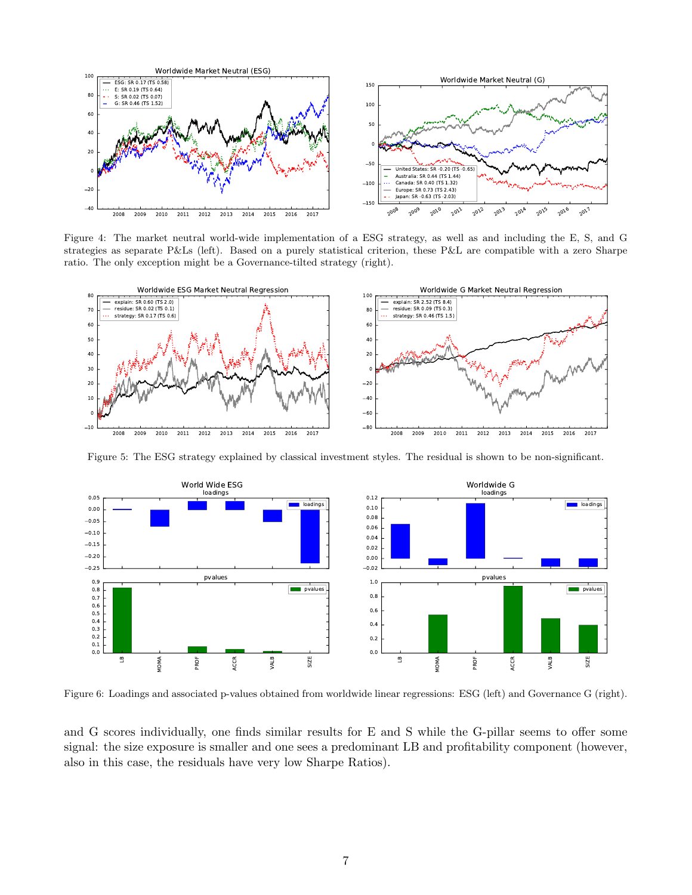Figure 4: The market neutral world-wide implementation of a ESG strategy, as well as and including the E, S, and G strategies as separate P&Ls (left). Based on a purely statistical criterion, these P&L are compatible with a zero Sharpe ratio. The only exception might be a Governance-tilted strategy (right).

Figure 5: The ESG strategy explained by classical investment styles. The residual is shown to be non-significant.

Figure 6: Loadings and associated p-values obtained from worldwide linear regressions: ESG (left) and Governance G (right).

and G scores individually, one finds similar results for E and S while the G-pillar seems to offer some signal: the size exposure is smaller and one sees a predominant LB and profitability component (however, also in this case, the residuals have very low Sharpe Ratios).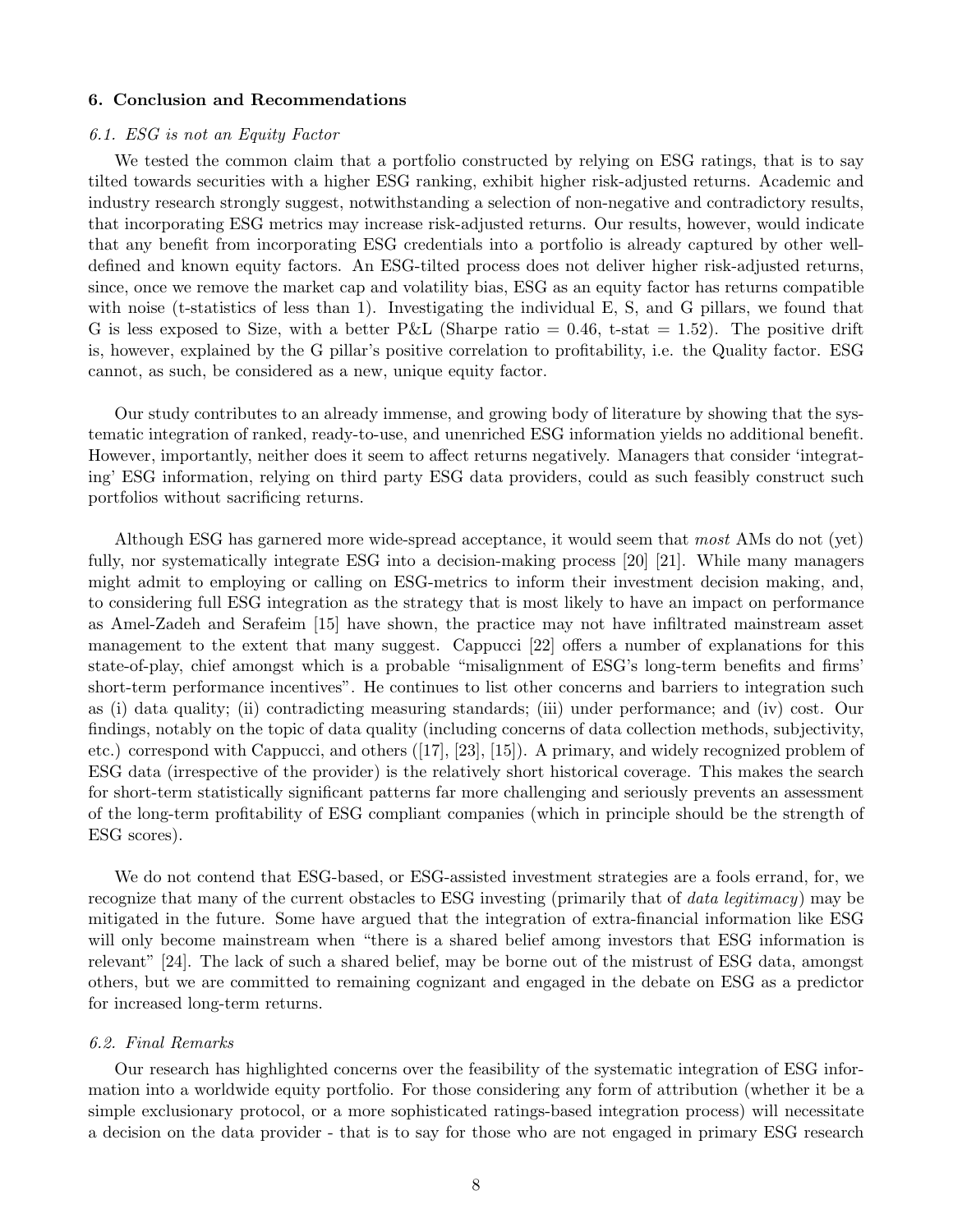## 6. Conclusion and Recommendations

### *6.1. ESG is not an Equity Factor*

We tested the common claim that a portfolio constructed by relying on ESG ratings, that is to say tilted towards securities with a higher ESG ranking, exhibit higher risk-adjusted returns. Academic and industry research strongly suggest, notwithstanding a selection of non-negative and contradictory results, that incorporating ESG metrics may increase risk-adjusted returns. Our results, however, would indicate that any benefit from incorporating ESG credentials into a portfolio is already captured by other well-defined and known equity factors. An ESG-tilted process does not deliver higher risk-adjusted returns, since, once we remove the market cap and volatility bias, ESG as an equity factor has returns compatible with noise (t-statistics of less than 1). Investigating the individual E, S, and G pillars, we found that G is less exposed to Size, with a better P&L (Sharpe ratio = 0.46, t-stat = 1.52). The positive drift is, however, explained by the G pillar's positive correlation to profitability, i.e. the Quality factor. ESG cannot, as such, be considered as a new, unique equity factor.

Our study contributes to an already immense, and growing body of literature by showing that the systematic integration of ranked, ready-to-use, and unenriched ESG information yields no additional benefit. However, importantly, neither does it seem to affect returns negatively. Managers that consider 'integrating' ESG information, relying on third party ESG data providers, could as such feasibly construct such portfolios without sacrificing returns.

Although ESG has garnered more wide-spread acceptance, it would seem that *most* AMs do not (yet) fully, nor systematically integrate ESG into a decision-making process [20] [21]. While many managers might admit to employing or calling on ESG-metrics to inform their investment decision making, and, to considering full ESG integration as the strategy that is most likely to have an impact on performance as Amel-Zadeh and Serafeim [15] have shown, the practice may not have infiltrated mainstream asset management to the extent that many suggest. Cappucci [22] offers a number of explanations for this state-of-play, chief amongst which is a probable "misalignment of ESG's long-term benefits and firms' short-term performance incentives". He continues to list other concerns and barriers to integration such as (i) data quality; (ii) contradicting measuring standards; (iii) under performance; and (iv) cost. Our findings, notably on the topic of data quality (including concerns of data collection methods, subjectivity, etc.) correspond with Cappucci, and others ([17], [23], [15]). A primary, and widely recognized problem of ESG data (irrespective of the provider) is the relatively short historical coverage. This makes the search for short-term statistically significant patterns far more challenging and seriously prevents an assessment of the long-term profitability of ESG compliant companies (which in principle should be the strength of ESG scores).

We do not contend that ESG-based, or ESG-assisted investment strategies are a fools errand, for, we recognize that many of the current obstacles to ESG investing (primarily that of *data legitimacy*) may be mitigated in the future. Some have argued that the integration of extra-financial information like ESG will only become mainstream when "there is a shared belief among investors that ESG information is relevant" [24]. The lack of such a shared belief, may be borne out of the mistrust of ESG data, amongst others, but we are committed to remaining cognizant and engaged in the debate on ESG as a predictor for increased long-term returns.

### *6.2. Final Remarks*

Our research has highlighted concerns over the feasibility of the systematic integration of ESG information into a worldwide equity portfolio. For those considering any form of attribution (whether it be a simple exclusionary protocol, or a more sophisticated ratings-based integration process) will necessitate a decision on the data provider - that is to say for those who are not engaged in primary ESG research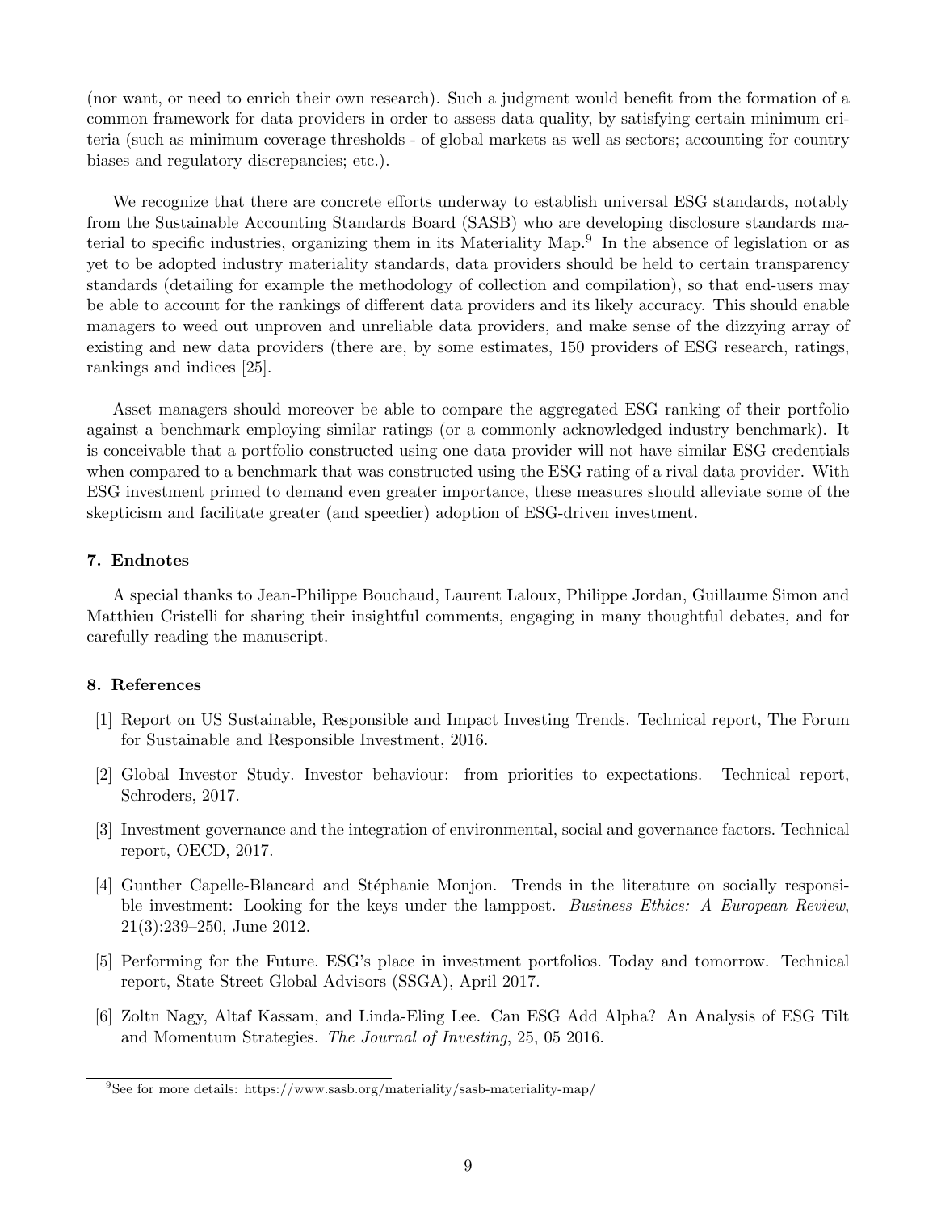(nor want, or need to enrich their own research). Such a judgment would benefit from the formation of a common framework for data providers in order to assess data quality, by satisfying certain minimum criteria (such as minimum coverage thresholds - of global markets as well as sectors; accounting for country biases and regulatory discrepancies; etc.).

We recognize that there are concrete efforts underway to establish universal ESG standards, notably from the Sustainable Accounting Standards Board (SASB) who are developing disclosure standards material to specific industries, organizing them in its Materiality Map.[9] In the absence of legislation or as yet to be adopted industry materiality standards, data providers should be held to certain transparency standards (detailing for example the methodology of collection and compilation), so that end-users may be able to account for the rankings of different data providers and its likely accuracy. This should enable managers to weed out unproven and unreliable data providers, and make sense of the dizzying array of existing and new data providers (there are, by some estimates, 150 providers of ESG research, ratings, rankings and indices [25].

Asset managers should moreover be able to compare the aggregated ESG ranking of their portfolio against a benchmark employing similar ratings (or a commonly acknowledged industry benchmark). It is conceivable that a portfolio constructed using one data provider will not have similar ESG credentials when compared to a benchmark that was constructed using the ESG rating of a rival data provider. With ESG investment primed to demand even greater importance, these measures should alleviate some of the skepticism and facilitate greater (and speedier) adoption of ESG-driven investment.

## 7. Endnotes

A special thanks to Jean-Philippe Bouchaud, Laurent Laloux, Philippe Jordan, Guillaume Simon and Matthieu Cristelli for sharing their insightful comments, engaging in many thoughtful debates, and for carefully reading the manuscript.

## 8. References

[1] Report on US Sustainable, Responsible and Impact Investing Trends. Technical report, The Forum for Sustainable and Responsible Investment, 2016.

[2] Global Investor Study. Investor behaviour: from priorities to expectations. Technical report, Schroders, 2017.

[3] Investment governance and the integration of environmental, social and governance factors. Technical report, OECD, 2017.

[4] Gunther Capelle-Blancard and Stéphanie Monjon. Trends in the literature on socially responsible investment: Looking for the keys under the lamppost. *Business Ethics: A European Review*, 21(3):239–250, June 2012.

[5] Performing for the Future. ESG's place in investment portfolios. Today and tomorrow. Technical report, State Street Global Advisors (SSGA), April 2017.

[6] Zoltn Nagy, Altaf Kassam, and Linda-Eling Lee. Can ESG Add Alpha? An Analysis of ESG Tilt and Momentum Strategies. *The Journal of Investing*, 25, 05 2016.

[9] See for more details: https://www.sasb.org/materiality/sasb-materiality-map/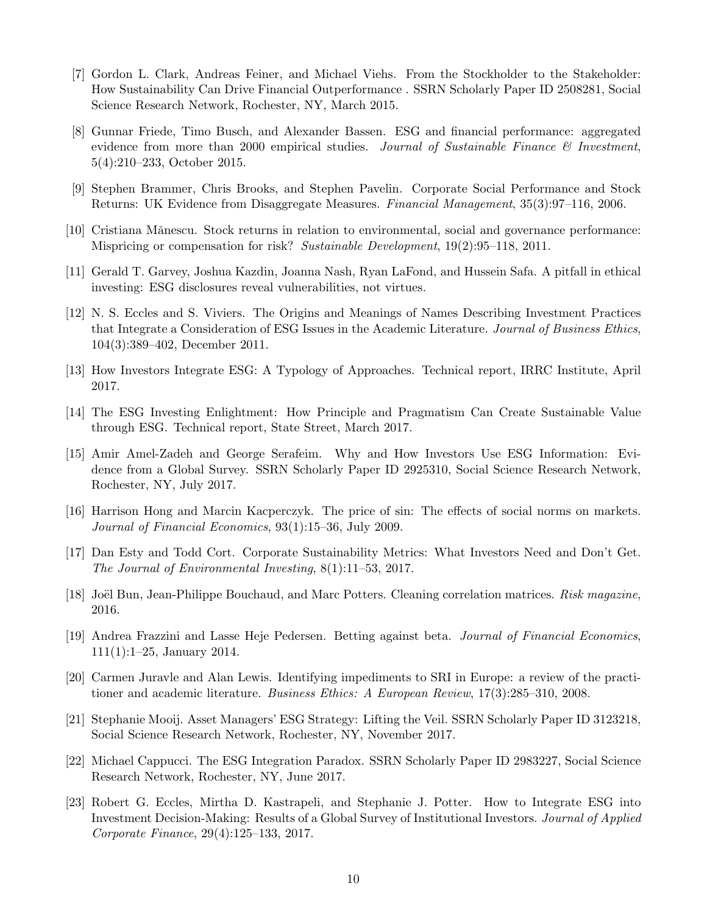[7] Gordon L. Clark, Andreas Feiner, and Michael Viehs. From the Stockholder to the Stakeholder: How Sustainability Can Drive Financial Outperformance . SSRN Scholarly Paper ID 2508281, Social Science Research Network, Rochester, NY, March 2015.

[8] Gunnar Friede, Timo Busch, and Alexander Bassen. ESG and financial performance: aggregated evidence from more than 2000 empirical studies. *Journal of Sustainable Finance & Investment*, 5(4):210–233, October 2015.

[9] Stephen Brammer, Chris Brooks, and Stephen Pavelin. Corporate Social Performance and Stock Returns: UK Evidence from Disaggregate Measures. *Financial Management*, 35(3):97–116, 2006.

[10] Cristiana Mănescu. Stock returns in relation to environmental, social and governance performance: Mispricing or compensation for risk? *Sustainable Development*, 19(2):95–118, 2011.

[11] Gerald T. Garvey, Joshua Kazdin, Joanna Nash, Ryan LaFond, and Hussein Safa. A pitfall in ethical investing: ESG disclosures reveal vulnerabilities, not virtues.

[12] N. S. Eccles and S. Viviers. The Origins and Meanings of Names Describing Investment Practices that Integrate a Consideration of ESG Issues in the Academic Literature. *Journal of Business Ethics*, 104(3):389–402, December 2011.

[13] How Investors Integrate ESG: A Typology of Approaches. Technical report, IRRC Institute, April 2017.

[14] The ESG Investing Enlightment: How Principle and Pragmatism Can Create Sustainable Value through ESG. Technical report, State Street, March 2017.

[15] Amir Amel-Zadeh and George Serafeim. Why and How Investors Use ESG Information: Evidence from a Global Survey. SSRN Scholarly Paper ID 2925310, Social Science Research Network, Rochester, NY, July 2017.

[16] Harrison Hong and Marcin Kacperczyk. The price of sin: The effects of social norms on markets. *Journal of Financial Economics*, 93(1):15–36, July 2009.

[17] Dan Esty and Todd Cort. Corporate Sustainability Metrics: What Investors Need and Don't Get. *The Journal of Environmental Investing*, 8(1):11–53, 2017.

[18] Joël Bun, Jean-Philippe Bouchaud, and Marc Potters. Cleaning correlation matrices. *Risk magazine*, 2016.

[19] Andrea Frazzini and Lasse Heje Pedersen. Betting against beta. *Journal of Financial Economics*, 111(1):1–25, January 2014.

[20] Carmen Juravle and Alan Lewis. Identifying impediments to SRI in Europe: a review of the practitioner and academic literature. *Business Ethics: A European Review*, 17(3):285–310, 2008.

[21] Stephanie Mooij. Asset Managers' ESG Strategy: Lifting the Veil. SSRN Scholarly Paper ID 3123218, Social Science Research Network, Rochester, NY, November 2017.

[22] Michael Cappucci. The ESG Integration Paradox. SSRN Scholarly Paper ID 2983227, Social Science Research Network, Rochester, NY, June 2017.

[23] Robert G. Eccles, Mirtha D. Kastrapeli, and Stephanie J. Potter. How to Integrate ESG into Investment Decision-Making: Results of a Global Survey of Institutional Investors. *Journal of Applied Corporate Finance*, 29(4):125–133, 2017.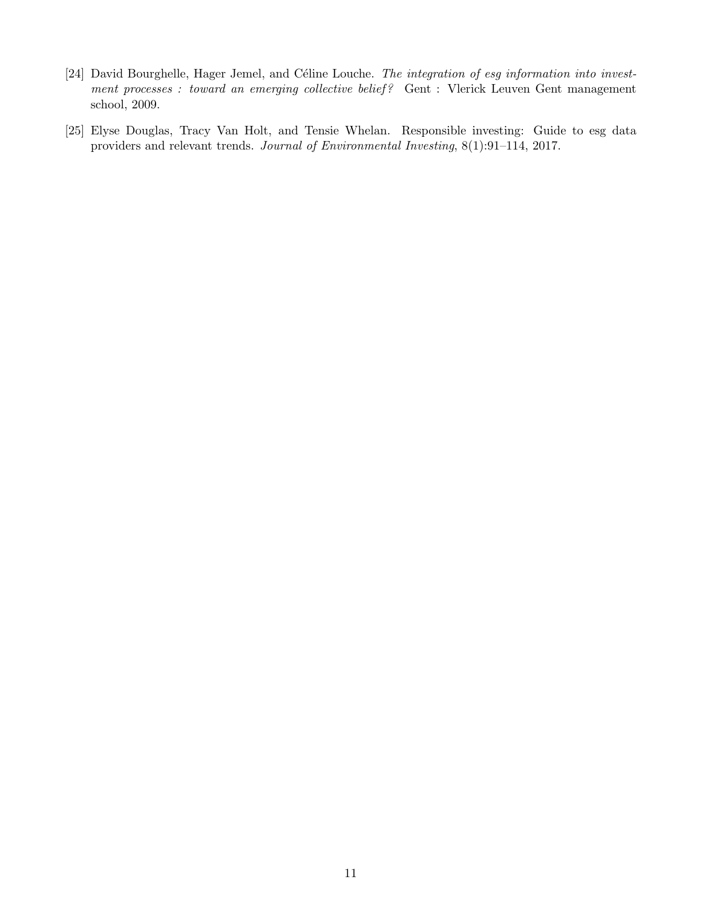[24] David Bourghelle, Hager Jemel, and Céline Louche. *The integration of esg information into investment processes : toward an emerging collective belief?* Gent : Vlerick Leuven Gent management school, 2009.

[25] Elyse Douglas, Tracy Van Holt, and Tensie Whelan. Responsible investing: Guide to esg data providers and relevant trends. *Journal of Environmental Investing*, 8(1):91–114, 2017.